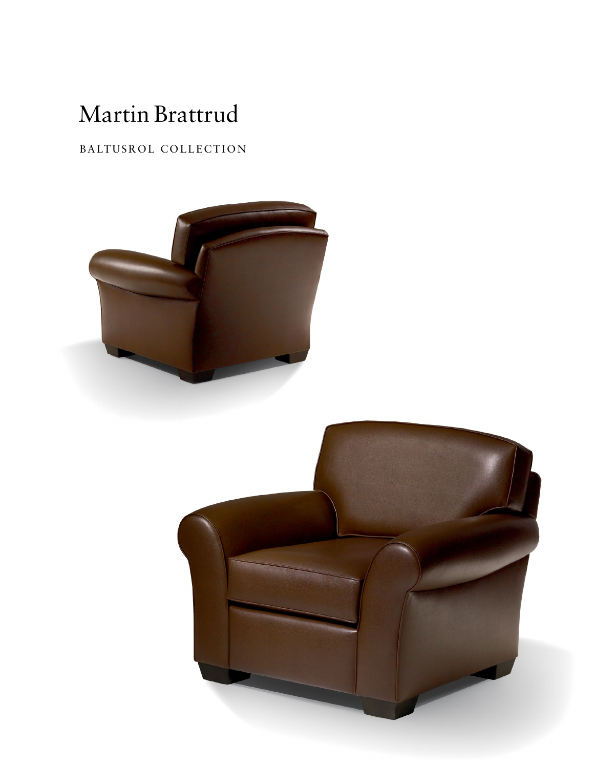# Martin Brattrud

BALTUSROL COLLECTION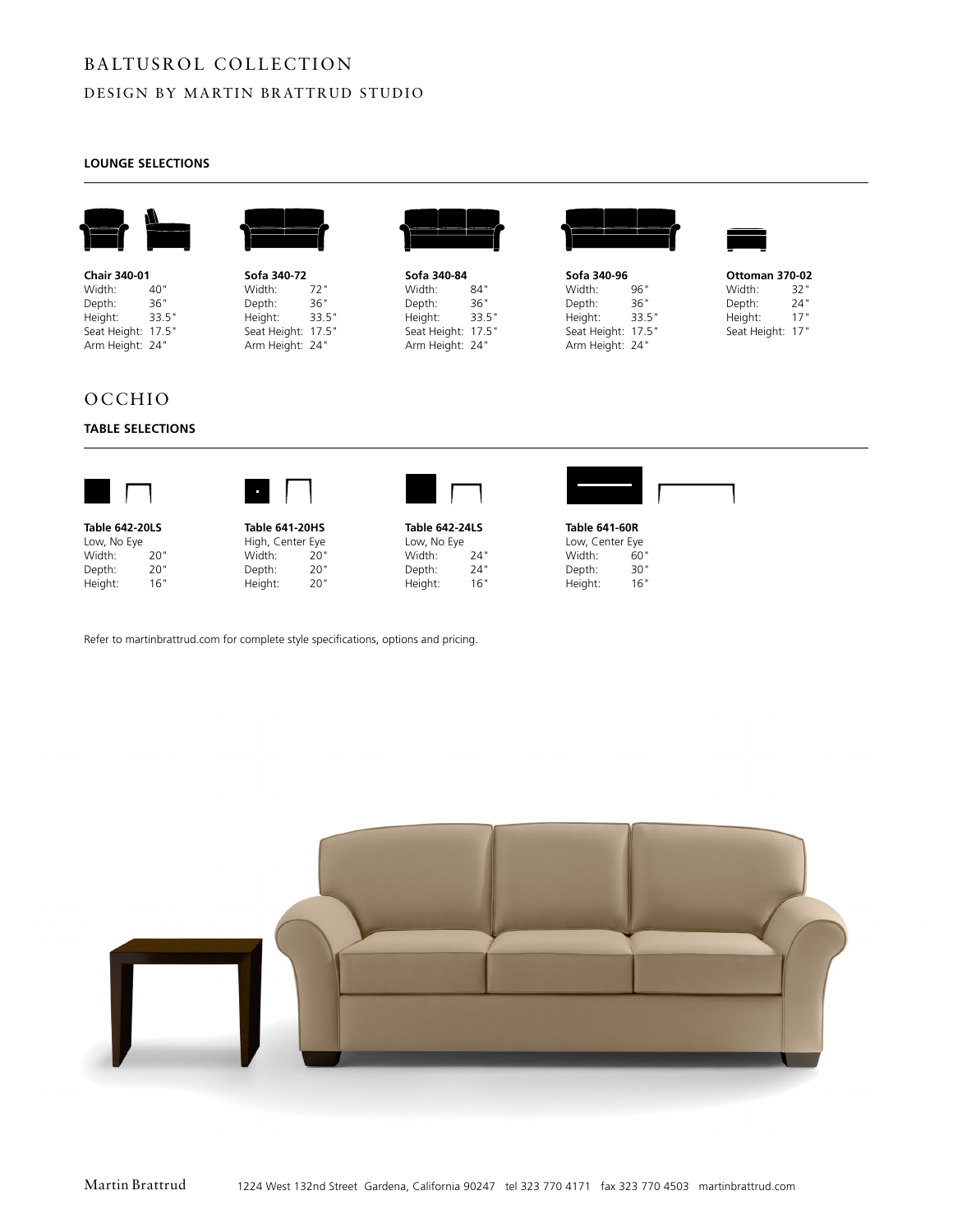# BALTUSROL COLLECTION

## DESIGN BY MARTIN BRATTRUD STUDIO

### LOUNGE SELECTIONS

**Chair 340-01**
Width: 40"
Depth: 36"
Height: 33.5"
Seat Height: 17.5"
Arm Height: 24"

**Sofa 340-72**
Width: 72"
Depth: 36"
Height: 33.5"
Seat Height: 17.5"
Arm Height: 24"

**Sofa 340-84**
Width: 84"
Depth: 36"
Height: 33.5"
Seat Height: 17.5"
Arm Height: 24"

**Sofa 340-96**
Width: 96"
Depth: 36"
Height: 33.5"
Seat Height: 17.5"
Arm Height: 24"

**Ottoman 370-02**
Width: 32"
Depth: 24"
Height: 17"
Seat Height: 17"

# OCCHIO

### TABLE SELECTIONS

**Table 642-20LS**
Low, No Eye
Width: 20"
Depth: 20"
Height: 16"

**Table 641-20HS**
High, Center Eye
Width: 20"
Depth: 20"
Height: 20"

**Table 642-24LS**
Low, No Eye
Width: 24"
Depth: 24"
Height: 16"

**Table 641-60R**
Low, Center Eye
Width: 60"
Depth: 30"
Height: 16"

Refer to martinbrattrud.com for complete style specifications, options and pricing.

Martin Brattrud 1224 West 132nd Street Gardena, California 90247 tel 323 770 4171 fax 323 770 4503 martinbrattrud.com